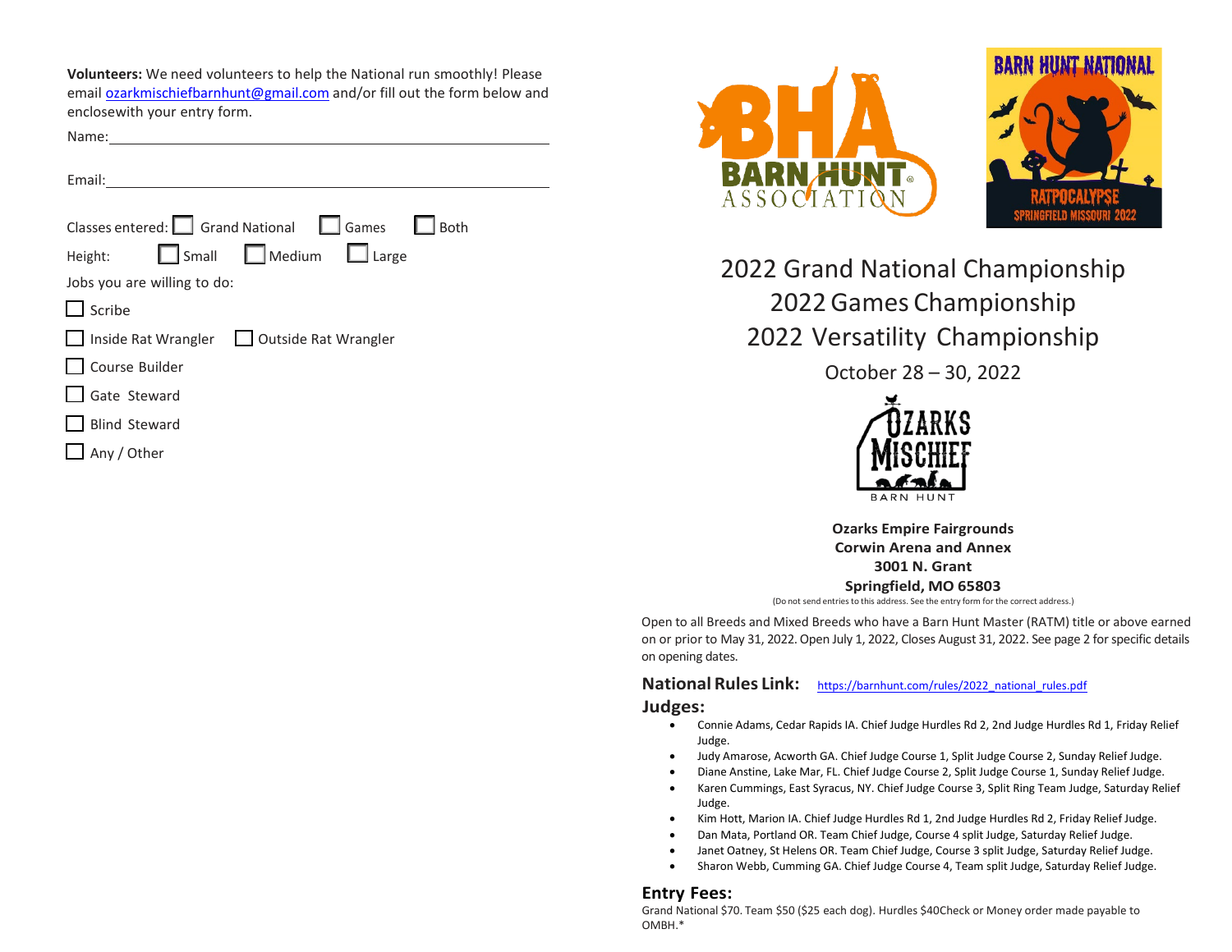**Volunteers:** We need volunteers to help the National run smoothly! Please email ozarkmischiefbarnhunt@gmail.com and/or fill out the form below and enclosewith your entry form.

Name: ______________________________

Email: ______________________________

Classes entered: ☐ Grand National ☐ Games ☐ Both

Height: ☐ Small ☐ Medium ☐ Large

Jobs you are willing to do:

☐ Scribe

☐ Inside Rat Wrangler ☐ Outside Rat Wrangler

☐ Course Builder

☐ Gate Steward

☐ Blind Steward

☐ Any / Other

BARN HUNT ASSOCIATION

BARN HUNT NATIONAL

RATPOCALYPSE

SPRINGFIELD MISSOURI 2022

# 2022 Grand National Championship
# 2022 Games Championship
# 2022 Versatility Championship

October 28 – 30, 2022

OZARKS MISCHIEF BARN HUNT

**Ozarks Empire Fairgrounds**
**Corwin Arena and Annex**
**3001 N. Grant**
**Springfield, MO 65803**

(Do not send entries to this address. See the entry form for the correct address.)

Open to all Breeds and Mixed Breeds who have a Barn Hunt Master (RATM) title or above earned on or prior to May 31, 2022. Open July 1, 2022, Closes August 31, 2022. See page 2 for specific details on opening dates.

**National Rules Link:** https://barnhunt.com/rules/2022_national_rules.pdf

## Judges:

- Connie Adams, Cedar Rapids IA. Chief Judge Hurdles Rd 2, 2nd Judge Hurdles Rd 1, Friday Relief Judge.
- Judy Amarose, Acworth GA. Chief Judge Course 1, Split Judge Course 2, Sunday Relief Judge.
- Diane Anstine, Lake Mar, FL. Chief Judge Course 2, Split Judge Course 1, Sunday Relief Judge.
- Karen Cummings, East Syracus, NY. Chief Judge Course 3, Split Ring Team Judge, Saturday Relief Judge.
- Kim Hott, Marion IA. Chief Judge Hurdles Rd 1, 2nd Judge Hurdles Rd 2, Friday Relief Judge.
- Dan Mata, Portland OR. Team Chief Judge, Course 4 split Judge, Saturday Relief Judge.
- Janet Oatney, St Helens OR. Team Chief Judge, Course 3 split Judge, Saturday Relief Judge.
- Sharon Webb, Cumming GA. Chief Judge Course 4, Team split Judge, Saturday Relief Judge.

## Entry Fees:

Grand National $70. Team $50 ($25 each dog). Hurdles $40Check or Money order made payable to OMBH.*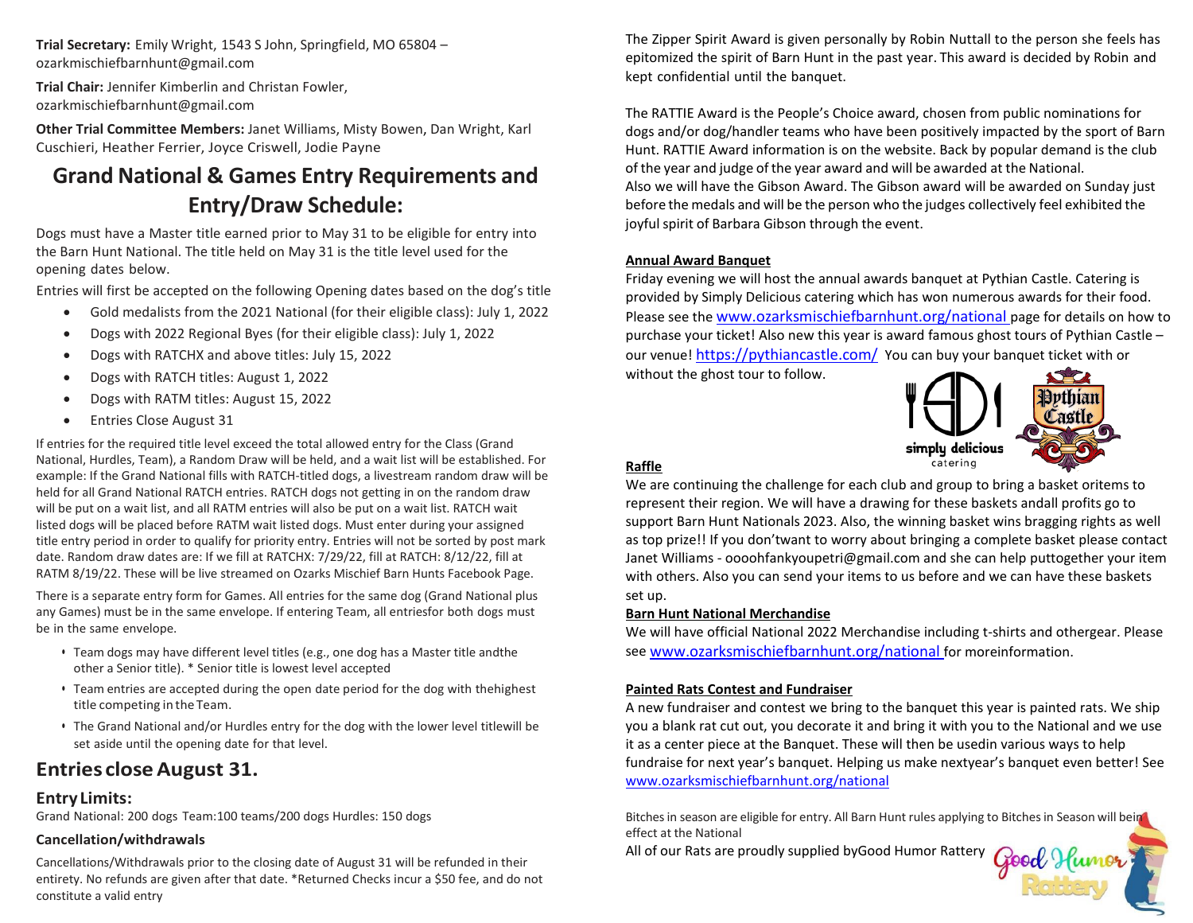**Trial Secretary:** Emily Wright, 1543 S John, Springfield, MO 65804 – ozarkmischiefbarnhunt@gmail.com

**Trial Chair:** Jennifer Kimberlin and Christan Fowler, ozarkmischiefbarnhunt@gmail.com

**Other Trial Committee Members:** Janet Williams, Misty Bowen, Dan Wright, Karl Cuschieri, Heather Ferrier, Joyce Criswell, Jodie Payne

# Grand National & Games Entry Requirements and Entry/Draw Schedule:

Dogs must have a Master title earned prior to May 31 to be eligible for entry into the Barn Hunt National. The title held on May 31 is the title level used for the opening dates below.

Entries will first be accepted on the following Opening dates based on the dog's title

- Gold medalists from the 2021 National (for their eligible class): July 1, 2022
- Dogs with 2022 Regional Byes (for their eligible class): July 1, 2022
- Dogs with RATCHX and above titles: July 15, 2022
- Dogs with RATCH titles: August 1, 2022
- Dogs with RATM titles: August 15, 2022
- Entries Close August 31

If entries for the required title level exceed the total allowed entry for the Class (Grand National, Hurdles, Team), a Random Draw will be held, and a wait list will be established. For example: If the Grand National fills with RATCH-titled dogs, a livestream random draw will be held for all Grand National RATCH entries. RATCH dogs not getting in on the random draw will be put on a wait list, and all RATM entries will also be put on a wait list. RATCH wait listed dogs will be placed before RATM wait listed dogs. Must enter during your assigned title entry period in order to qualify for priority entry. Entries will not be sorted by post mark date. Random draw dates are: If we fill at RATCHX: 7/29/22, fill at RATCH: 8/12/22, fill at RATM 8/19/22. These will be live streamed on Ozarks Mischief Barn Hunts Facebook Page.

There is a separate entry form for Games. All entries for the same dog (Grand National plus any Games) must be in the same envelope. If entering Team, all entriesfor both dogs must be in the same envelope.

- Team dogs may have different level titles (e.g., one dog has a Master title andthe other a Senior title). * Senior title is lowest level accepted
- Team entries are accepted during the open date period for the dog with thehighest title competing in the Team.
- The Grand National and/or Hurdles entry for the dog with the lower level titlewill be set aside until the opening date for that level.

## Entries close August 31.

### Entry Limits:

Grand National: 200 dogs Team:100 teams/200 dogs Hurdles: 150 dogs

### Cancellation/withdrawals

Cancellations/Withdrawals prior to the closing date of August 31 will be refunded in their entirety. No refunds are given after that date. *Returned Checks incur a $50 fee, and do not constitute a valid entry

The Zipper Spirit Award is given personally by Robin Nuttall to the person she feels has epitomized the spirit of Barn Hunt in the past year. This award is decided by Robin and kept confidential until the banquet.

The RATTIE Award is the People's Choice award, chosen from public nominations for dogs and/or dog/handler teams who have been positively impacted by the sport of Barn Hunt. RATTIE Award information is on the website. Back by popular demand is the club of the year and judge of the year award and will be awarded at the National.
Also we will have the Gibson Award. The Gibson award will be awarded on Sunday just before the medals and will be the person who the judges collectively feel exhibited the joyful spirit of Barbara Gibson through the event.

**Annual Award Banquet**

Friday evening we will host the annual awards banquet at Pythian Castle. Catering is provided by Simply Delicious catering which has won numerous awards for their food. Please see the www.ozarksmischiefbarnhunt.org/national page for details on how to purchase your ticket! Also new this year is award famous ghost tours of Pythian Castle – our venue! https://pythiancastle.com/ You can buy your banquet ticket with or without the ghost tour to follow.

**Raffle**

We are continuing the challenge for each club and group to bring a basket oritems to represent their region. We will have a drawing for these baskets andall profits go to support Barn Hunt Nationals 2023. Also, the winning basket wins bragging rights as well as top prize!! If you don'twant to worry about bringing a complete basket please contact Janet Williams - oooohfankyoupetri@gmail.com and she can help puttogether your item with others. Also you can send your items to us before and we can have these baskets set up.

**Barn Hunt National Merchandise**

We will have official National 2022 Merchandise including t-shirts and othergear. Please see www.ozarksmischiefbarnhunt.org/national for moreinformation.

**Painted Rats Contest and Fundraiser**

A new fundraiser and contest we bring to the banquet this year is painted rats. We ship you a blank rat cut out, you decorate it and bring it with you to the National and we use it as a center piece at the Banquet. These will then be usedin various ways to help fundraise for next year's banquet. Helping us make nextyear's banquet even better! See www.ozarksmischiefbarnhunt.org/national

Bitches in season are eligible for entry. All Barn Hunt rules applying to Bitches in Season will bein effect at the National

All of our Rats are proudly supplied byGood Humor Rattery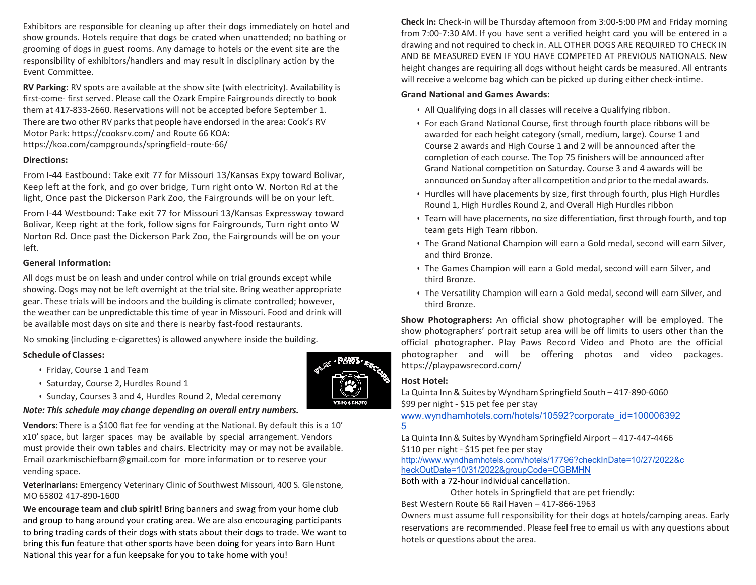Exhibitors are responsible for cleaning up after their dogs immediately on hotel and show grounds. Hotels require that dogs be crated when unattended; no bathing or grooming of dogs in guest rooms. Any damage to hotels or the event site are the responsibility of exhibitors/handlers and may result in disciplinary action by the Event Committee.

**RV Parking:** RV spots are available at the show site (with electricity). Availability is first-come- first served. Please call the Ozark Empire Fairgrounds directly to book them at 417-833-2660. Reservations will not be accepted before September 1. There are two other RV parks that people have endorsed in the area: Cook's RV Motor Park: https://cooksrv.com/ and Route 66 KOA: https://koa.com/campgrounds/springfield-route-66/

**Directions:**

From I-44 Eastbound: Take exit 77 for Missouri 13/Kansas Expy toward Bolivar, Keep left at the fork, and go over bridge, Turn right onto W. Norton Rd at the light, Once past the Dickerson Park Zoo, the Fairgrounds will be on your left.

From I-44 Westbound: Take exit 77 for Missouri 13/Kansas Expressway toward Bolivar, Keep right at the fork, follow signs for Fairgrounds, Turn right onto W Norton Rd. Once past the Dickerson Park Zoo, the Fairgrounds will be on your left.

**General Information:**

All dogs must be on leash and under control while on trial grounds except while showing. Dogs may not be left overnight at the trial site. Bring weather appropriate gear. These trials will be indoors and the building is climate controlled; however, the weather can be unpredictable this time of year in Missouri. Food and drink will be available most days on site and there is nearby fast-food restaurants.

No smoking (including e-cigarettes) is allowed anywhere inside the building.

**Schedule of Classes:**

- Friday, Course 1 and Team
- Saturday, Course 2, Hurdles Round 1
- Sunday, Courses 3 and 4, Hurdles Round 2, Medal ceremony

***Note: This schedule may change depending on overall entry numbers.***

**Vendors:** There is a $100 flat fee for vending at the National. By default this is a 10' x10' space, but larger spaces may be available by special arrangement. Vendors must provide their own tables and chairs. Electricity may or may not be available. Email ozarkmischiefbarn@gmail.com for more information or to reserve your vending space.

**Veterinarians:** Emergency Veterinary Clinic of Southwest Missouri, 400 S. Glenstone, MO 65802 417-890-1600

**We encourage team and club spirit!** Bring banners and swag from your home club and group to hang around your crating area. We are also encouraging participants to bring trading cards of their dogs with stats about their dogs to trade. We want to bring this fun feature that other sports have been doing for years into Barn Hunt National this year for a fun keepsake for you to take home with you!

**Check in:** Check-in will be Thursday afternoon from 3:00-5:00 PM and Friday morning from 7:00-7:30 AM. If you have sent a verified height card you will be entered in a drawing and not required to check in. ALL OTHER DOGS ARE REQUIRED TO CHECK IN AND BE MEASURED EVEN IF YOU HAVE COMPETED AT PREVIOUS NATIONALS. New height changes are requiring all dogs without height cards be measured. All entrants will receive a welcome bag which can be picked up during either check-intime.

**Grand National and Games Awards:**

- All Qualifying dogs in all classes will receive a Qualifying ribbon.
- For each Grand National Course, first through fourth place ribbons will be awarded for each height category (small, medium, large). Course 1 and Course 2 awards and High Course 1 and 2 will be announced after the completion of each course. The Top 75 finishers will be announced after Grand National competition on Saturday. Course 3 and 4 awards will be announced on Sunday after all competition and prior to the medal awards.
- Hurdles will have placements by size, first through fourth, plus High Hurdles Round 1, High Hurdles Round 2, and Overall High Hurdles ribbon
- Team will have placements, no size differentiation, first through fourth, and top team gets High Team ribbon.
- The Grand National Champion will earn a Gold medal, second will earn Silver, and third Bronze.
- The Games Champion will earn a Gold medal, second will earn Silver, and third Bronze.
- The Versatility Champion will earn a Gold medal, second will earn Silver, and third Bronze.

**Show Photographers:** An official show photographer will be employed. The show photographers' portrait setup area will be off limits to users other than the official photographer. Play Paws Record Video and Photo are the official photographer and will be offering photos and video packages. https://playpawsrecord.com/

**Host Hotel:**

La Quinta Inn & Suites by Wyndham Springfield South – 417-890-6060
$99 per night - $15 pet fee per stay
www.wyndhamhotels.com/hotels/10592?corporate_id=1000063925

La Quinta Inn & Suites by Wyndham Springfield Airport – 417-447-4466
$110 per night - $15 pet fee per stay
http://www.wyndhamhotels.com/hotels/17796?checkInDate=10/27/2022&checkOutDate=10/31/2022&groupCode=CGBMHN

Both with a 72-hour individual cancellation.

Other hotels in Springfield that are pet friendly:

Best Western Route 66 Rail Haven – 417-866-1963

Owners must assume full responsibility for their dogs at hotels/camping areas. Early reservations are recommended. Please feel free to email us with any questions about hotels or questions about the area.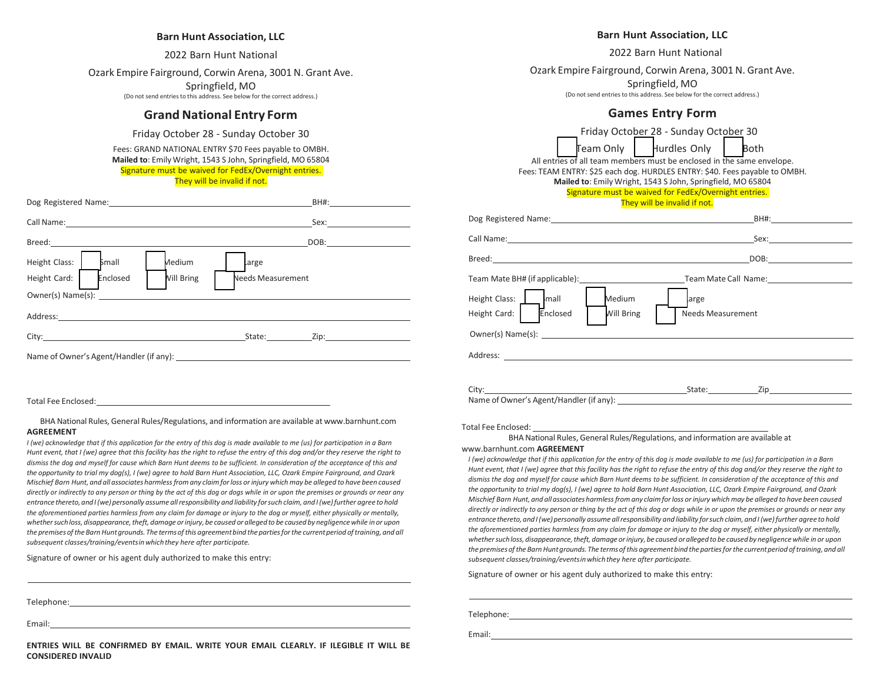**Barn Hunt Association, LLC**

2022 Barn Hunt National

Ozark Empire Fairground, Corwin Arena, 3001 N. Grant Ave.

Springfield, MO

(Do not send entries to this address. See below for the correct address.)

## Grand National Entry Form

Friday October 28 - Sunday October 30

Fees: GRAND NATIONAL ENTRY $70 Fees payable to OMBH.

**Mailed to**: Emily Wright, 1543 S John, Springfield, MO 65804

Signature must be waived for FedEx/Overnight entries. They will be invalid if not.

Dog Registered Name: ______________________ BH#: __________

Call Name: ______________________ Sex: __________

Breed: ______________________ DOB: __________

Height Class: ☐ Small ☐ Medium ☐ Large

Height Card: ☐ Enclosed ☐ Will Bring ☐ Needs Measurement

Owner(s) Name(s): ______________________

Address: ______________________

City: ______________ State: ________ Zip: ________

Name of Owner's Agent/Handler (if any): ______________________

Total Fee Enclosed: ______________________

BHA National Rules, General Rules/Regulations, and information are available at www.barnhunt.com

**AGREEMENT**

*I (we) acknowledge that if this application for the entry of this dog is made available to me (us) for participation in a Barn Hunt event, that I (we) agree that this facility has the right to refuse the entry of this dog and/or they reserve the right to dismiss the dog and myself for cause which Barn Hunt deems to be sufficient. In consideration of the acceptance of this and the opportunity to trial my dog(s), I (we) agree to hold Barn Hunt Association, LLC, Ozark Empire Fairground, and Ozark Mischief Barn Hunt, and all associates harmless from any claim for loss or injury which may be alleged to have been caused directly or indirectly to any person or thing by the act of this dog or dogs while in or upon the premises or grounds or near any entrance thereto, and I (we) personally assume all responsibility and liability for such claim, and I (we) further agree to hold the aforementioned parties harmless from any claim for damage or injury to the dog or myself, either physically or mentally, whether such loss, disappearance, theft, damage or injury, be caused or alleged to be caused by negligence while in or upon the premises of the Barn Hunt grounds. The terms of this agreement bind the parties for the current period of training, and all subsequent classes/training/events in which they here after participate.*

Signature of owner or his agent duly authorized to make this entry:

______________________

Telephone: ______________________

Email: ______________________

**ENTRIES WILL BE CONFIRMED BY EMAIL. WRITE YOUR EMAIL CLEARLY. IF ILEGIBLE IT WILL BE CONSIDERED INVALID**

**Barn Hunt Association, LLC**

2022 Barn Hunt National

Ozark Empire Fairground, Corwin Arena, 3001 N. Grant Ave.

Springfield, MO

(Do not send entries to this address. See below for the correct address.)

## Games Entry Form

Friday October 28 - Sunday October 30

☐ Team Only ☐ Hurdles Only ☐ Both

All entries of all team members must be enclosed in the same envelope.

Fees: TEAM ENTRY: $25 each dog. HURDLES ENTRY: $40. Fees payable to OMBH.

**Mailed to**: Emily Wright, 1543 S John, Springfield, MO 65804

Signature must be waived for FedEx/Overnight entries. They will be invalid if not.

Dog Registered Name: ______________________ BH#: __________

Call Name: ______________________ Sex: __________

Breed: ______________________ DOB: __________

Team Mate BH# (if applicable): ______________ Team Mate Call Name: ______________

Height Class: ☐ Small ☐ Medium ☐ Large

Height Card: ☐ Enclosed ☐ Will Bring ☐ Needs Measurement

Owner(s) Name(s): ______________________

Address: ______________________

City: ______________ State: ________ Zip ________

Name of Owner's Agent/Handler (if any): ______________________

Total Fee Enclosed: ______________________

BHA National Rules, General Rules/Regulations, and information are available at www.barnhunt.com **AGREEMENT**

*I (we) acknowledge that if this application for the entry of this dog is made available to me (us) for participation in a Barn Hunt event, that I (we) agree that this facility has the right to refuse the entry of this dog and/or they reserve the right to dismiss the dog and myself for cause which Barn Hunt deems to be sufficient. In consideration of the acceptance of this and the opportunity to trial my dog(s), I (we) agree to hold Barn Hunt Association, LLC, Ozark Empire Fairground, and Ozark Mischief Barn Hunt, and all associates harmless from any claim for loss or injury which may be alleged to have been caused directly or indirectly to any person or thing by the act of this dog or dogs while in or upon the premises or grounds or near any entrance thereto, and I (we) personally assume all responsibility and liability for such claim, and I (we) further agree to hold the aforementioned parties harmless from any claim for damage or injury to the dog or myself, either physically or mentally, whether such loss, disappearance, theft, damage or injury, be caused or alleged to be caused by negligence while in or upon the premises of the Barn Hunt grounds. The terms of this agreement bind the parties for the current period of training, and all subsequent classes/training/events in which they here after participate.*

Signature of owner or his agent duly authorized to make this entry:

______________________

Telephone: ______________________

Email: ______________________